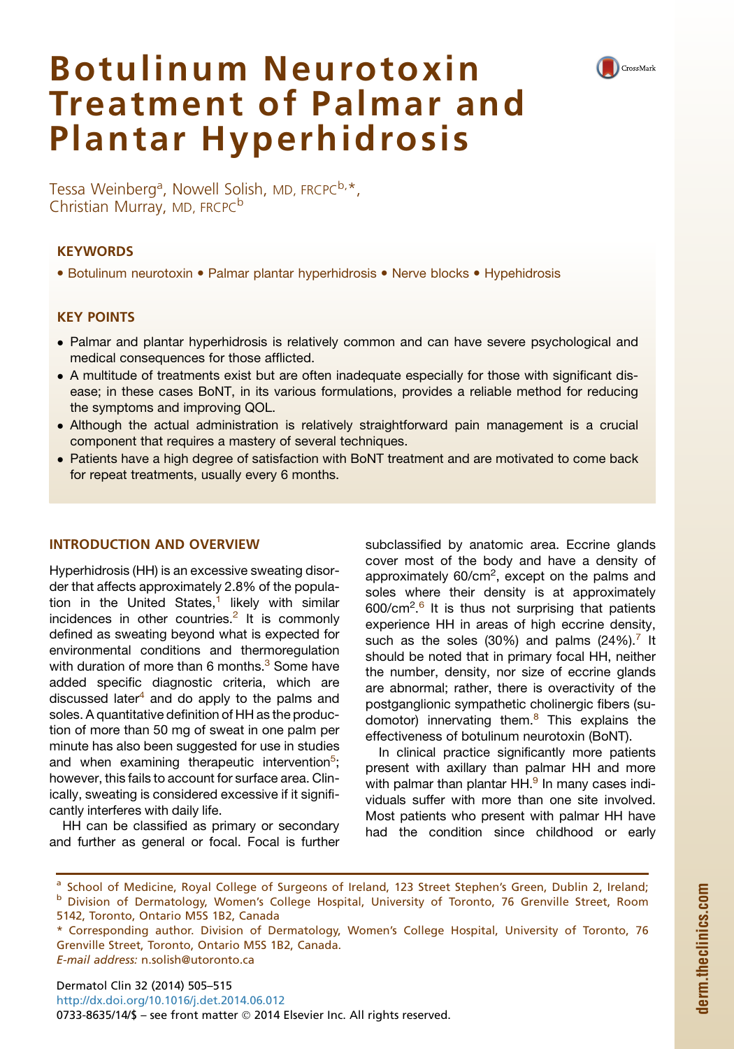# Botulinum Neurotoxin Treatment of Palmar and Plantar Hyperhidrosis

Tessa Weinberg[a], Nowell Solish, MD, FRCPC[b,*], Christian Murray, MD, FRCPC[b]

## KEYWORDS

- Botulinum neurotoxin • Palmar plantar hyperhidrosis • Nerve blocks • Hypehidrosis

## KEY POINTS

- Palmar and plantar hyperhidrosis is relatively common and can have severe psychological and medical consequences for those afflicted.
- A multitude of treatments exist but are often inadequate especially for those with significant disease; in these cases BoNT, in its various formulations, provides a reliable method for reducing the symptoms and improving QOL.
- Although the actual administration is relatively straightforward pain management is a crucial component that requires a mastery of several techniques.
- Patients have a high degree of satisfaction with BoNT treatment and are motivated to come back for repeat treatments, usually every 6 months.

## INTRODUCTION AND OVERVIEW

Hyperhidrosis (HH) is an excessive sweating disorder that affects approximately 2.8% of the population in the United States,[1] likely with similar incidences in other countries.[2] It is commonly defined as sweating beyond what is expected for environmental conditions and thermoregulation with duration of more than 6 months.[3] Some have added specific diagnostic criteria, which are discussed later[4] and do apply to the palms and soles. A quantitative definition of HH as the production of more than 50 mg of sweat in one palm per minute has also been suggested for use in studies and when examining therapeutic intervention[5]; however, this fails to account for surface area. Clinically, sweating is considered excessive if it significantly interferes with daily life.

HH can be classified as primary or secondary and further as general or focal. Focal is further subclassified by anatomic area. Eccrine glands cover most of the body and have a density of approximately 60/cm$^2$, except on the palms and soles where their density is at approximately 600/cm$^2$.[6] It is thus not surprising that patients experience HH in areas of high eccrine density, such as the soles (30%) and palms (24%).[7] It should be noted that in primary focal HH, neither the number, density, nor size of eccrine glands are abnormal; rather, there is overactivity of the postganglionic sympathetic cholinergic fibers (sudomotor) innervating them.[8] This explains the effectiveness of botulinum neurotoxin (BoNT).

In clinical practice significantly more patients present with axillary than palmar HH and more with palmar than plantar HH.[9] In many cases individuals suffer with more than one site involved. Most patients who present with palmar HH have had the condition since childhood or early

[a] School of Medicine, Royal College of Surgeons of Ireland, 123 Street Stephen's Green, Dublin 2, Ireland; [b] Division of Dermatology, Women's College Hospital, University of Toronto, 76 Grenville Street, Room 5142, Toronto, Ontario M5S 1B2, Canada

* Corresponding author. Division of Dermatology, Women's College Hospital, University of Toronto, 76 Grenville Street, Toronto, Ontario M5S 1B2, Canada.
*E-mail address:* n.solish@utoronto.ca

http://dx.doi.org/10.1016/j.det.2014.06.012
0733-8635/14/$ – see front matter © 2014 Elsevier Inc. All rights reserved.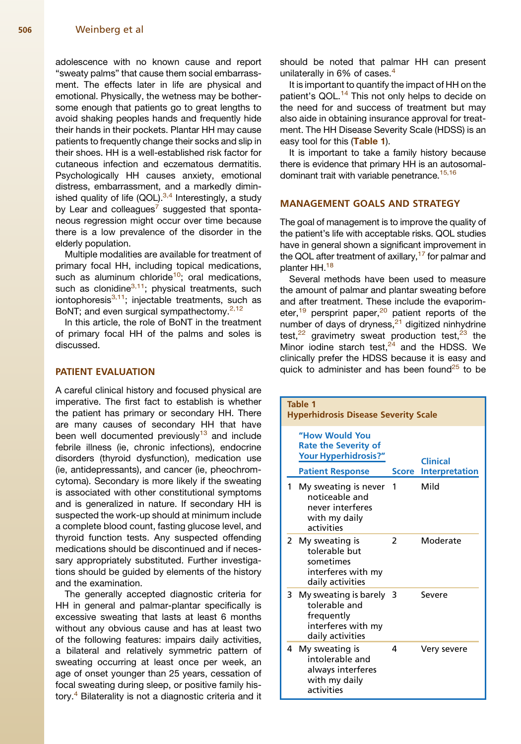adolescence with no known cause and report "sweaty palms" that cause them social embarrassment. The effects later in life are physical and emotional. Physically, the wetness may be bothersome enough that patients go to great lengths to avoid shaking peoples hands and frequently hide their hands in their pockets. Plantar HH may cause patients to frequently change their socks and slip in their shoes. HH is a well-established risk factor for cutaneous infection and eczematous dermatitis. Psychologically HH causes anxiety, emotional distress, embarrassment, and a markedly diminished quality of life (QOL).[3,4] Interestingly, a study by Lear and colleagues[7] suggested that spontaneous regression might occur over time because there is a low prevalence of the disorder in the elderly population.

Multiple modalities are available for treatment of primary focal HH, including topical medications, such as aluminum chloride[10]; oral medications, such as clonidine[3,11]; physical treatments, such iontophoresis[3,11]; injectable treatments, such as BoNT; and even surgical sympathectomy.[2,12]

In this article, the role of BoNT in the treatment of primary focal HH of the palms and soles is discussed.

## PATIENT EVALUATION

A careful clinical history and focused physical are imperative. The first fact to establish is whether the patient has primary or secondary HH. There are many causes of secondary HH that have been well documented previously[13] and include febrile illness (ie, chronic infections), endocrine disorders (thyroid dysfunction), medication use (ie, antidepressants), and cancer (ie, pheochromcytoma). Secondary is more likely if the sweating is associated with other constitutional symptoms and is generalized in nature. If secondary HH is suspected the work-up should at minimum include a complete blood count, fasting glucose level, and thyroid function tests. Any suspected offending medications should be discontinued and if necessary appropriately substituted. Further investigations should be guided by elements of the history and the examination.

The generally accepted diagnostic criteria for HH in general and palmar-plantar specifically is excessive sweating that lasts at least 6 months without any obvious cause and has at least two of the following features: impairs daily activities, a bilateral and relatively symmetric pattern of sweating occurring at least once per week, an age of onset younger than 25 years, cessation of focal sweating during sleep, or positive family history.[4] Bilaterality is not a diagnostic criteria and it should be noted that palmar HH can present unilaterally in 6% of cases.[4]

It is important to quantify the impact of HH on the patient's QOL.[14] This not only helps to decide on the need for and success of treatment but may also aide in obtaining insurance approval for treatment. The HH Disease Severity Scale (HDSS) is an easy tool for this (**Table 1**).

It is important to take a family history because there is evidence that primary HH is an autosomal-dominant trait with variable penetrance.[15,16]

## MANAGEMENT GOALS AND STRATEGY

The goal of management is to improve the quality of the patient's life with acceptable risks. QOL studies have in general shown a significant improvement in the QOL after treatment of axillary,[17] for palmar and planter HH.[18]

Several methods have been used to measure the amount of palmar and plantar sweating before and after treatment. These include the evaporimeter,[19] persprint paper,[20] patient reports of the number of days of dryness,[21] digitized ninhydrine test,[22] gravimetry sweat production test,[23] the Minor iodine starch test,[24] and the HDSS. We clinically prefer the HDSS because it is easy and quick to administer and has been found[25] to be

**Table 1**
**Hyperhidrosis Disease Severity Scale**

| | "How Would You Rate the Severity of Your Hyperhidrosis?" Patient Response | Score | Clinical Interpretation |
|---|---|---|---|
| 1 | My sweating is never noticeable and never interferes with my daily activities | 1 | Mild |
| 2 | My sweating is tolerable but sometimes interferes with my daily activities | 2 | Moderate |
| 3 | My sweating is barely tolerable and frequently interferes with my daily activities | 3 | Severe |
| 4 | My sweating is intolerable and always interferes with my daily activities | 4 | Very severe |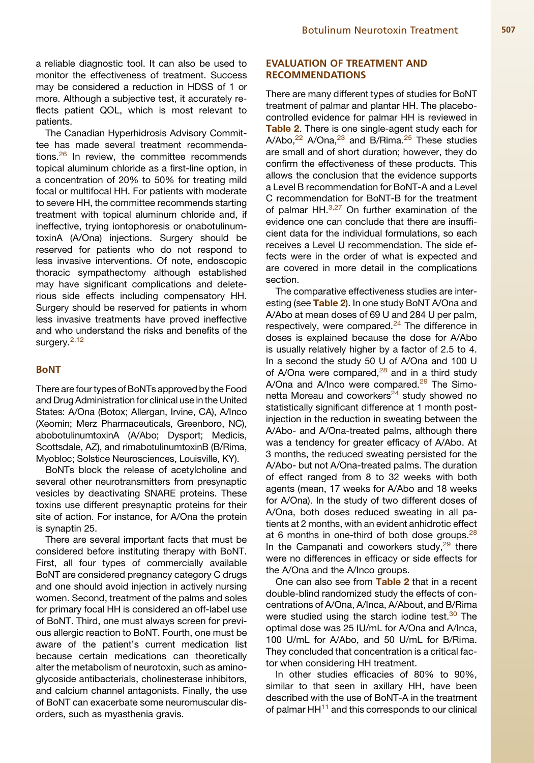a reliable diagnostic tool. It can also be used to monitor the effectiveness of treatment. Success may be considered a reduction in HDSS of 1 or more. Although a subjective test, it accurately reflects patient QOL, which is most relevant to patients.

The Canadian Hyperhidrosis Advisory Committee has made several treatment recommendations.[26] In review, the committee recommends topical aluminum chloride as a first-line option, in a concentration of 20% to 50% for treating mild focal or multifocal HH. For patients with moderate to severe HH, the committee recommends starting treatment with topical aluminum chloride and, if ineffective, trying iontophoresis or onabotulinumtoxinA (A/Ona) injections. Surgery should be reserved for patients who do not respond to less invasive interventions. Of note, endoscopic thoracic sympathectomy although established may have significant complications and deleterious side effects including compensatory HH. Surgery should be reserved for patients in whom less invasive treatments have proved ineffective and who understand the risks and benefits of the surgery.[2,12]

## BoNT

There are four types of BoNTs approved by the Food and Drug Administration for clinical use in the United States: A/Ona (Botox; Allergan, Irvine, CA), A/Inco (Xeomin; Merz Pharmaceuticals, Greenboro, NC), abobotulinumtoxinA (A/Abo; Dysport; Medicis, Scottsdale, AZ), and rimabotulinumtoxinB (B/Rima, Myobloc; Solstice Neurosciences, Louisville, KY).

BoNTs block the release of acetylcholine and several other neurotransmitters from presynaptic vesicles by deactivating SNARE proteins. These toxins use different presynaptic proteins for their site of action. For instance, for A/Ona the protein is synaptin 25.

There are several important facts that must be considered before instituting therapy with BoNT. First, all four types of commercially available BoNT are considered pregnancy category C drugs and one should avoid injection in actively nursing women. Second, treatment of the palms and soles for primary focal HH is considered an off-label use of BoNT. Third, one must always screen for previous allergic reaction to BoNT. Fourth, one must be aware of the patient's current medication list because certain medications can theoretically alter the metabolism of neurotoxin, such as aminoglycoside antibacterials, cholinesterase inhibitors, and calcium channel antagonists. Finally, the use of BoNT can exacerbate some neuromuscular disorders, such as myasthenia gravis.

## EVALUATION OF TREATMENT AND RECOMMENDATIONS

There are many different types of studies for BoNT treatment of palmar and plantar HH. The placebo-controlled evidence for palmar HH is reviewed in **Table 2**. There is one single-agent study each for A/Abo,[22] A/Ona,[23] and B/Rima.[25] These studies are small and of short duration; however, they do confirm the effectiveness of these products. This allows the conclusion that the evidence supports a Level B recommendation for BoNT-A and a Level C recommendation for BoNT-B for the treatment of palmar HH.[3,27] On further examination of the evidence one can conclude that there are insufficient data for the individual formulations, so each receives a Level U recommendation. The side effects were in the order of what is expected and are covered in more detail in the complications section.

The comparative effectiveness studies are interesting (see **Table 2**). In one study BoNT A/Ona and A/Abo at mean doses of 69 U and 284 U per palm, respectively, were compared.[24] The difference in doses is explained because the dose for A/Abo is usually relatively higher by a factor of 2.5 to 4. In a second the study 50 U of A/Ona and 100 U of A/Ona were compared,[28] and in a third study A/Ona and A/Inco were compared.[29] The Simonetta Moreau and coworkers[24] study showed no statistically significant difference at 1 month postinjection in the reduction in sweating between the A/Abo- and A/Ona-treated palms, although there was a tendency for greater efficacy of A/Abo. At 3 months, the reduced sweating persisted for the A/Abo- but not A/Ona-treated palms. The duration of effect ranged from 8 to 32 weeks with both agents (mean, 17 weeks for A/Abo and 18 weeks for A/Ona). In the study of two different doses of A/Ona, both doses reduced sweating in all patients at 2 months, with an evident anhidrotic effect at 6 months in one-third of both dose groups.[28] In the Campanati and coworkers study,[29] there were no differences in efficacy or side effects for the A/Ona and the A/Inco groups.

One can also see from **Table 2** that in a recent double-blind randomized study the effects of concentrations of A/Ona, A/Inca, A/About, and B/Rima were studied using the starch iodine test.[30] The optimal dose was 25 IU/mL for A/Ona and A/Inca, 100 U/mL for A/Abo, and 50 U/mL for B/Rima. They concluded that concentration is a critical factor when considering HH treatment.

In other studies efficacies of 80% to 90%, similar to that seen in axillary HH, have been described with the use of BoNT-A in the treatment of palmar HH[11] and this corresponds to our clinical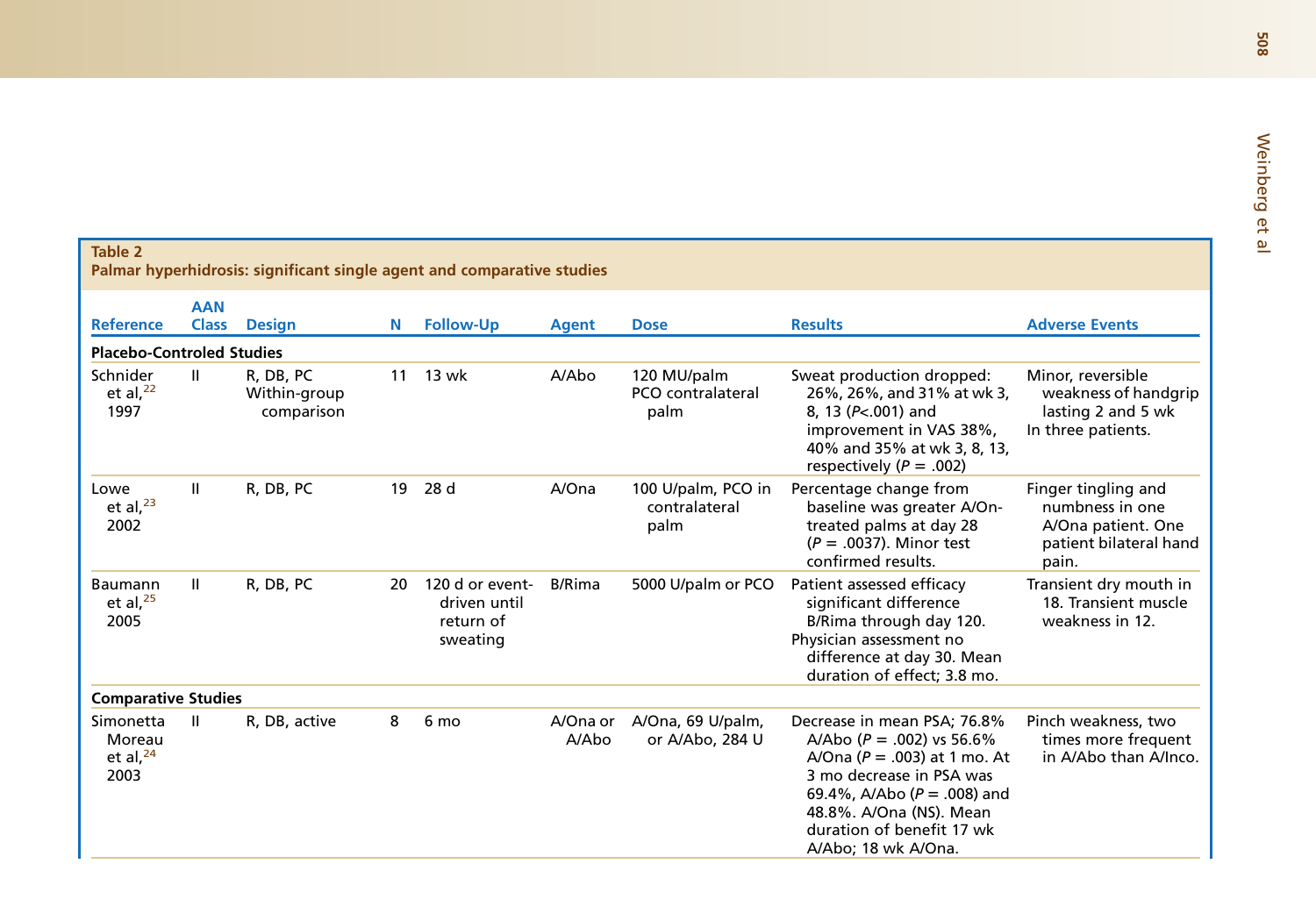**Table 2**
**Palmar hyperhidrosis: significant single agent and comparative studies**

| Reference | AAN Class | Design | N | Follow-Up | Agent | Dose | Results | Adverse Events |
|---|---|---|---|---|---|---|---|---|
| **Placebo-Controled Studies** | | | | | | | | |
| Schnider et al,[22] 1997 | II | R, DB, PC Within-group comparison | 11 | 13 wk | A/Abo | 120 MU/palm PCO contralateral palm | Sweat production dropped: 26%, 26%, and 31% at wk 3, 8, 13 ($P<.001$) and improvement in VAS 38%, 40% and 35% at wk 3, 8, 13, respectively ($P = .002$) | Minor, reversible weakness of handgrip lasting 2 and 5 wk In three patients. |
| Lowe et al,[23] 2002 | II | R, DB, PC | 19 | 28 d | A/Ona | 100 U/palm, PCO in contralateral palm | Percentage change from baseline was greater A/On-treated palms at day 28 ($P = .0037$). Minor test confirmed results. | Finger tingling and numbness in one A/Ona patient. One patient bilateral hand pain. |
| Baumann et al,[25] 2005 | II | R, DB, PC | 20 | 120 d or event-driven until return of sweating | B/Rima | 5000 U/palm or PCO | Patient assessed efficacy significant difference B/Rima through day 120. Physician assessment no difference at day 30. Mean duration of effect; 3.8 mo. | Transient dry mouth in 18. Transient muscle weakness in 12. |
| **Comparative Studies** | | | | | | | | |
| Simonetta Moreau et al,[24] 2003 | II | R, DB, active | 8 | 6 mo | A/Ona or A/Abo | A/Ona, 69 U/palm, or A/Abo, 284 U | Decrease in mean PSA; 76.8% A/Abo ($P = .002$) vs 56.6% A/Ona ($P = .003$) at 1 mo. At 3 mo decrease in PSA was 69.4%, A/Abo ($P = .008$) and 48.8%. A/Ona (NS). Mean duration of benefit 17 wk A/Abo; 18 wk A/Ona. | Pinch weakness, two times more frequent in A/Abo than A/Inco. |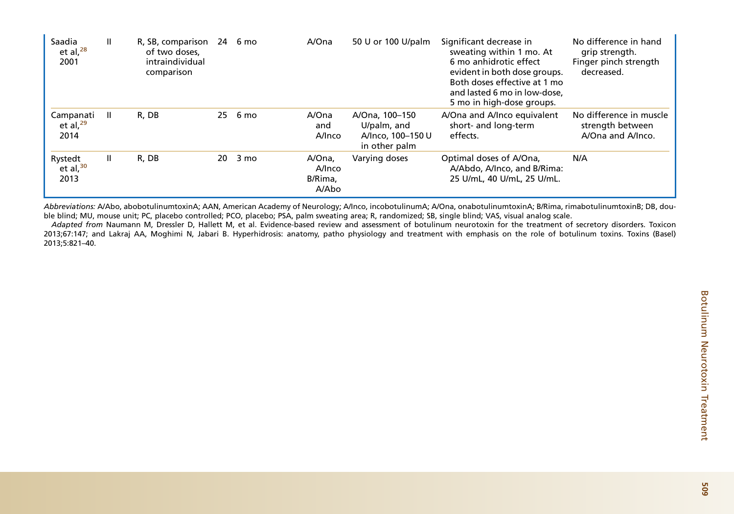| | | | | | | | | |
|---|---|---|---|---|---|---|---|---|
| Saadia et al,[28] 2001 | II | R, SB, comparison of two doses, intraindividual comparison | 24 | 6 mo | A/Ona | 50 U or 100 U/palm | Significant decrease in sweating within 1 mo. At 6 mo anhidrotic effect evident in both dose groups. Both doses effective at 1 mo and lasted 6 mo in low-dose, 5 mo in high-dose groups. | No difference in hand grip strength. Finger pinch strength decreased. |
| Campanati et al,[29] 2014 | II | R, DB | 25 | 6 mo | A/Ona and A/Inco | A/Ona, 100–150 U/palm, and A/Inco, 100–150 U in other palm | A/Ona and A/Inco equivalent short- and long-term effects. | No difference in muscle strength between A/Ona and A/Inco. |
| Rystedt et al,[30] 2013 | II | R, DB | 20 | 3 mo | A/Ona, A/Inco B/Rima, A/Abo | Varying doses | Optimal doses of A/Ona, A/Abdo, A/Inco, and B/Rima: 25 U/mL, 40 U/mL, 25 U/mL. | N/A |

*Abbreviations:* A/Abo, abobotulinumtoxinA; AAN, American Academy of Neurology; A/Inco, incobotulinumA; A/Ona, onabotulinumtoxinA; B/Rima, rimabotulinumtoxinB; DB, double blind; MU, mouse unit; PC, placebo controlled; PCO, placebo; PSA, palm sweating area; R, randomized; SB, single blind; VAS, visual analog scale.

*Adapted from* Naumann M, Dressler D, Hallett M, et al. Evidence-based review and assessment of botulinum neurotoxin for the treatment of secretory disorders. Toxicon 2013;67:147; and Lakraj AA, Moghimi N, Jabari B. Hyperhidrosis: anatomy, patho physiology and treatment with emphasis on the role of botulinum toxins. Toxins (Basel) 2013;5:821–40.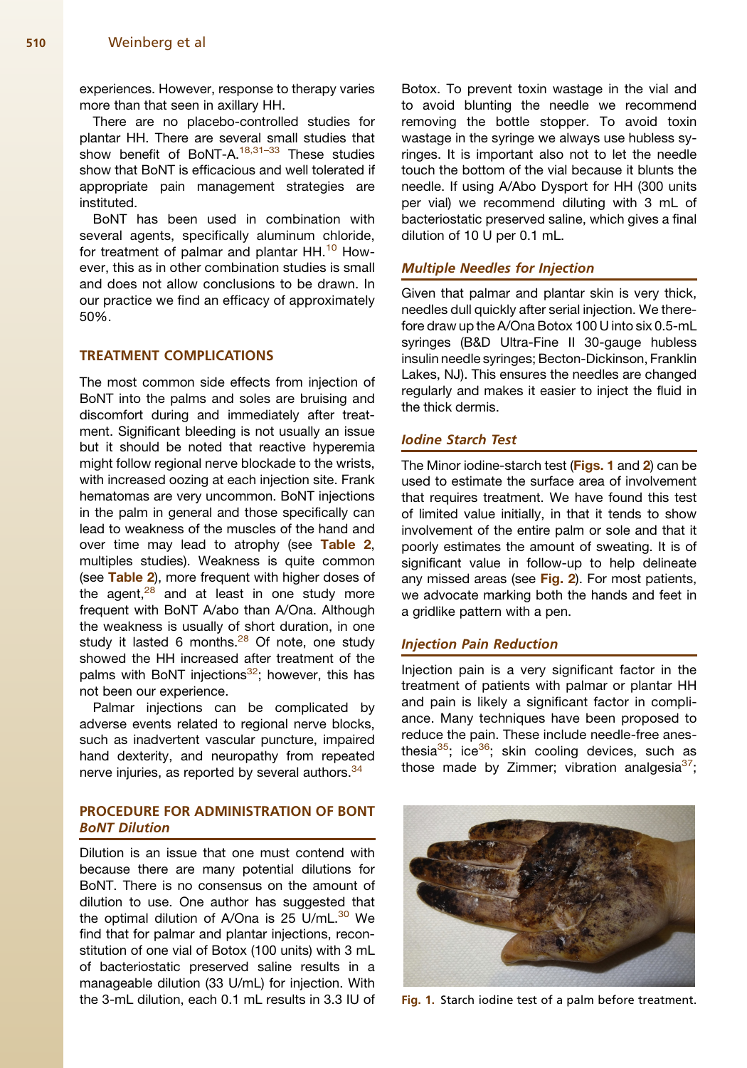experiences. However, response to therapy varies more than that seen in axillary HH.

There are no placebo-controlled studies for plantar HH. There are several small studies that show benefit of BoNT-A.[18,31–33] These studies show that BoNT is efficacious and well tolerated if appropriate pain management strategies are instituted.

BoNT has been used in combination with several agents, specifically aluminum chloride, for treatment of palmar and plantar HH.[10] However, this as in other combination studies is small and does not allow conclusions to be drawn. In our practice we find an efficacy of approximately 50%.

## TREATMENT COMPLICATIONS

The most common side effects from injection of BoNT into the palms and soles are bruising and discomfort during and immediately after treatment. Significant bleeding is not usually an issue but it should be noted that reactive hyperemia might follow regional nerve blockade to the wrists, with increased oozing at each injection site. Frank hematomas are very uncommon. BoNT injections in the palm in general and those specifically can lead to weakness of the muscles of the hand and over time may lead to atrophy (see **Table 2**, multiples studies). Weakness is quite common (see **Table 2**), more frequent with higher doses of the agent,[28] and at least in one study more frequent with BoNT A/abo than A/Ona. Although the weakness is usually of short duration, in one study it lasted 6 months.[28] Of note, one study showed the HH increased after treatment of the palms with BoNT injections[32]; however, this has not been our experience.

Palmar injections can be complicated by adverse events related to regional nerve blocks, such as inadvertent vascular puncture, impaired hand dexterity, and neuropathy from repeated nerve injuries, as reported by several authors.[34]

## PROCEDURE FOR ADMINISTRATION OF BONT

### *BoNT Dilution*

Dilution is an issue that one must contend with because there are many potential dilutions for BoNT. There is no consensus on the amount of dilution to use. One author has suggested that the optimal dilution of A/Ona is 25 U/mL.[30] We find that for palmar and plantar injections, reconstitution of one vial of Botox (100 units) with 3 mL of bacteriostatic preserved saline results in a manageable dilution (33 U/mL) for injection. With the 3-mL dilution, each 0.1 mL results in 3.3 IU of Botox. To prevent toxin wastage in the vial and to avoid blunting the needle we recommend removing the bottle stopper. To avoid toxin wastage in the syringe we always use hubless syringes. It is important also not to let the needle touch the bottom of the vial because it blunts the needle. If using A/Abo Dysport for HH (300 units per vial) we recommend diluting with 3 mL of bacteriostatic preserved saline, which gives a final dilution of 10 U per 0.1 mL.

### *Multiple Needles for Injection*

Given that palmar and plantar skin is very thick, needles dull quickly after serial injection. We therefore draw up the A/Ona Botox 100 U into six 0.5-mL syringes (B&D Ultra-Fine II 30-gauge hubless insulin needle syringes; Becton-Dickinson, Franklin Lakes, NJ). This ensures the needles are changed regularly and makes it easier to inject the fluid in the thick dermis.

### *Iodine Starch Test*

The Minor iodine-starch test (**Figs. 1** and **2**) can be used to estimate the surface area of involvement that requires treatment. We have found this test of limited value initially, in that it tends to show involvement of the entire palm or sole and that it poorly estimates the amount of sweating. It is of significant value in follow-up to help delineate any missed areas (see **Fig. 2**). For most patients, we advocate marking both the hands and feet in a gridlike pattern with a pen.

### *Injection Pain Reduction*

Injection pain is a very significant factor in the treatment of patients with palmar or plantar HH and pain is likely a significant factor in compliance. Many techniques have been proposed to reduce the pain. These include needle-free anesthesia[35]; ice[36]; skin cooling devices, such as those made by Zimmer; vibration analgesia[37];

Fig. 1. Starch iodine test of a palm before treatment.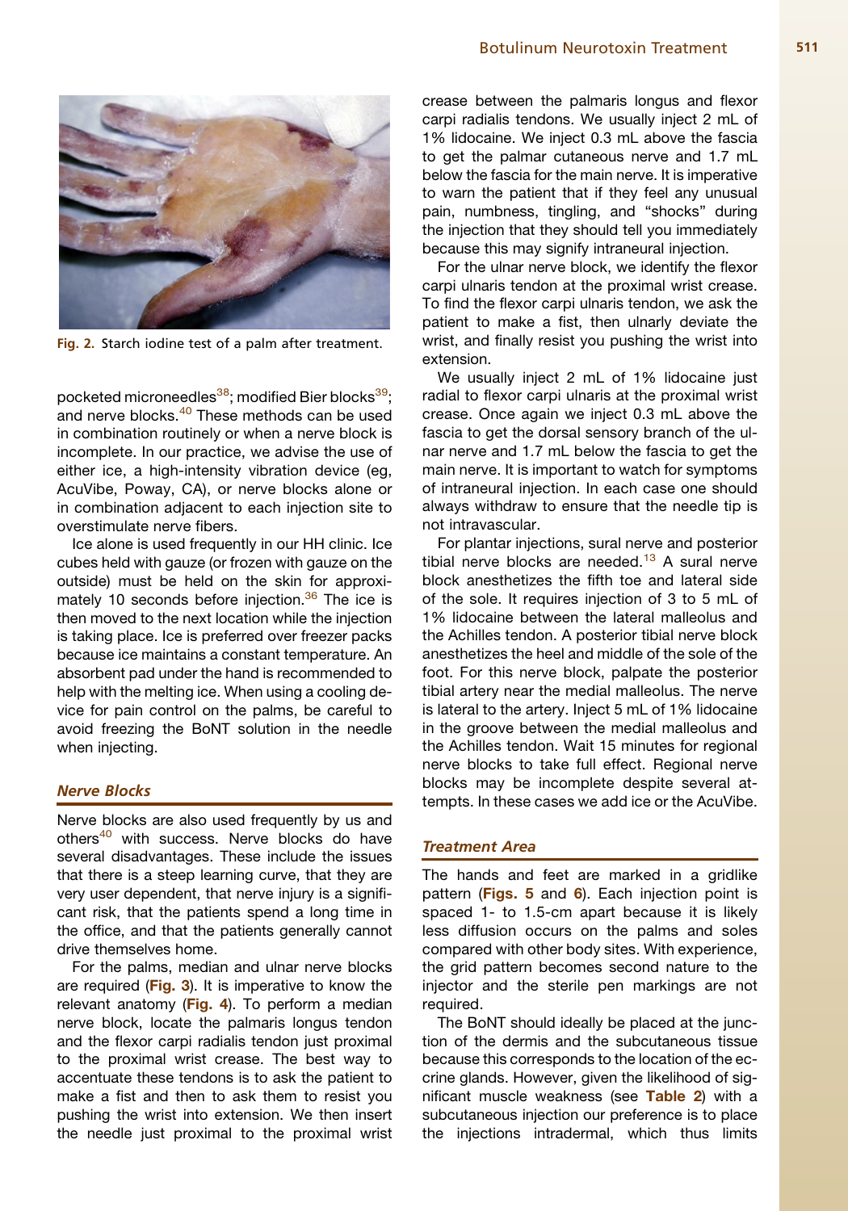Fig. 2. Starch iodine test of a palm after treatment.

pocketed microneedles[38]; modified Bier blocks[39]; and nerve blocks.[40] These methods can be used in combination routinely or when a nerve block is incomplete. In our practice, we advise the use of either ice, a high-intensity vibration device (eg, AcuVibe, Poway, CA), or nerve blocks alone or in combination adjacent to each injection site to overstimulate nerve fibers.

Ice alone is used frequently in our HH clinic. Ice cubes held with gauze (or frozen with gauze on the outside) must be held on the skin for approximately 10 seconds before injection.[36] The ice is then moved to the next location while the injection is taking place. Ice is preferred over freezer packs because ice maintains a constant temperature. An absorbent pad under the hand is recommended to help with the melting ice. When using a cooling device for pain control on the palms, be careful to avoid freezing the BoNT solution in the needle when injecting.

### *Nerve Blocks*

Nerve blocks are also used frequently by us and others[40] with success. Nerve blocks do have several disadvantages. These include the issues that there is a steep learning curve, that they are very user dependent, that nerve injury is a significant risk, that the patients spend a long time in the office, and that the patients generally cannot drive themselves home.

For the palms, median and ulnar nerve blocks are required (**Fig. 3**). It is imperative to know the relevant anatomy (**Fig. 4**). To perform a median nerve block, locate the palmaris longus tendon and the flexor carpi radialis tendon just proximal to the proximal wrist crease. The best way to accentuate these tendons is to ask the patient to make a fist and then to ask them to resist you pushing the wrist into extension. We then insert the needle just proximal to the proximal wrist crease between the palmaris longus and flexor carpi radialis tendons. We usually inject 2 mL of 1% lidocaine. We inject 0.3 mL above the fascia to get the palmar cutaneous nerve and 1.7 mL below the fascia for the main nerve. It is imperative to warn the patient that if they feel any unusual pain, numbness, tingling, and "shocks" during the injection that they should tell you immediately because this may signify intraneural injection.

For the ulnar nerve block, we identify the flexor carpi ulnaris tendon at the proximal wrist crease. To find the flexor carpi ulnaris tendon, we ask the patient to make a fist, then ulnarly deviate the wrist, and finally resist you pushing the wrist into extension.

We usually inject 2 mL of 1% lidocaine just radial to flexor carpi ulnaris at the proximal wrist crease. Once again we inject 0.3 mL above the fascia to get the dorsal sensory branch of the ulnar nerve and 1.7 mL below the fascia to get the main nerve. It is important to watch for symptoms of intraneural injection. In each case one should always withdraw to ensure that the needle tip is not intravascular.

For plantar injections, sural nerve and posterior tibial nerve blocks are needed.[13] A sural nerve block anesthetizes the fifth toe and lateral side of the sole. It requires injection of 3 to 5 mL of 1% lidocaine between the lateral malleolus and the Achilles tendon. A posterior tibial nerve block anesthetizes the heel and middle of the sole of the foot. For this nerve block, palpate the posterior tibial artery near the medial malleolus. The nerve is lateral to the artery. Inject 5 mL of 1% lidocaine in the groove between the medial malleolus and the Achilles tendon. Wait 15 minutes for regional nerve blocks to take full effect. Regional nerve blocks may be incomplete despite several attempts. In these cases we add ice or the AcuVibe.

### *Treatment Area*

The hands and feet are marked in a gridlike pattern (**Figs. 5** and **6**). Each injection point is spaced 1- to 1.5-cm apart because it is likely less diffusion occurs on the palms and soles compared with other body sites. With experience, the grid pattern becomes second nature to the injector and the sterile pen markings are not required.

The BoNT should ideally be placed at the junction of the dermis and the subcutaneous tissue because this corresponds to the location of the eccrine glands. However, given the likelihood of significant muscle weakness (see **Table 2**) with a subcutaneous injection our preference is to place the injections intradermal, which thus limits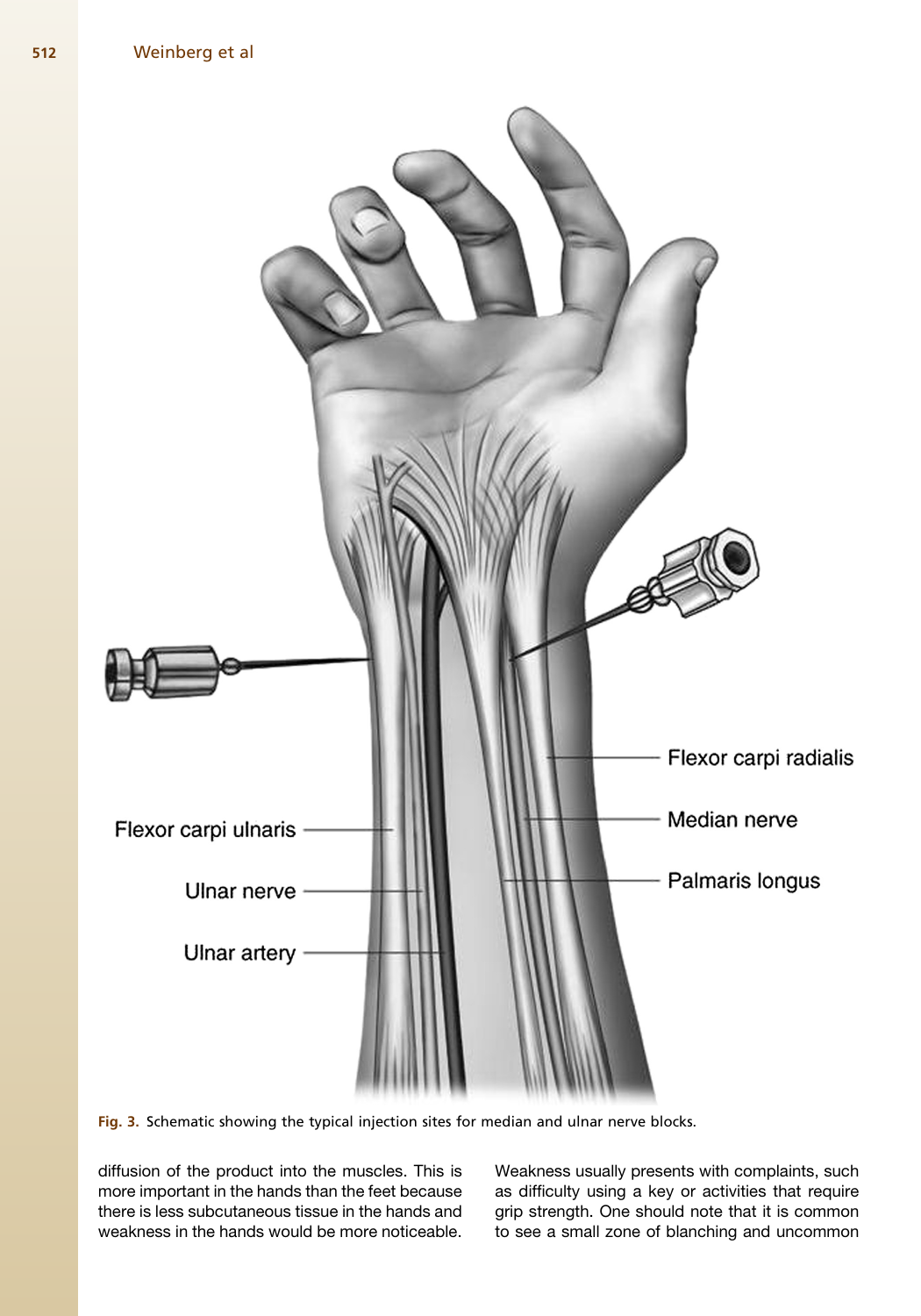Fig. 3. Schematic showing the typical injection sites for median and ulnar nerve blocks.

diffusion of the product into the muscles. This is more important in the hands than the feet because there is less subcutaneous tissue in the hands and weakness in the hands would be more noticeable. Weakness usually presents with complaints, such as difficulty using a key or activities that require grip strength. One should note that it is common to see a small zone of blanching and uncommon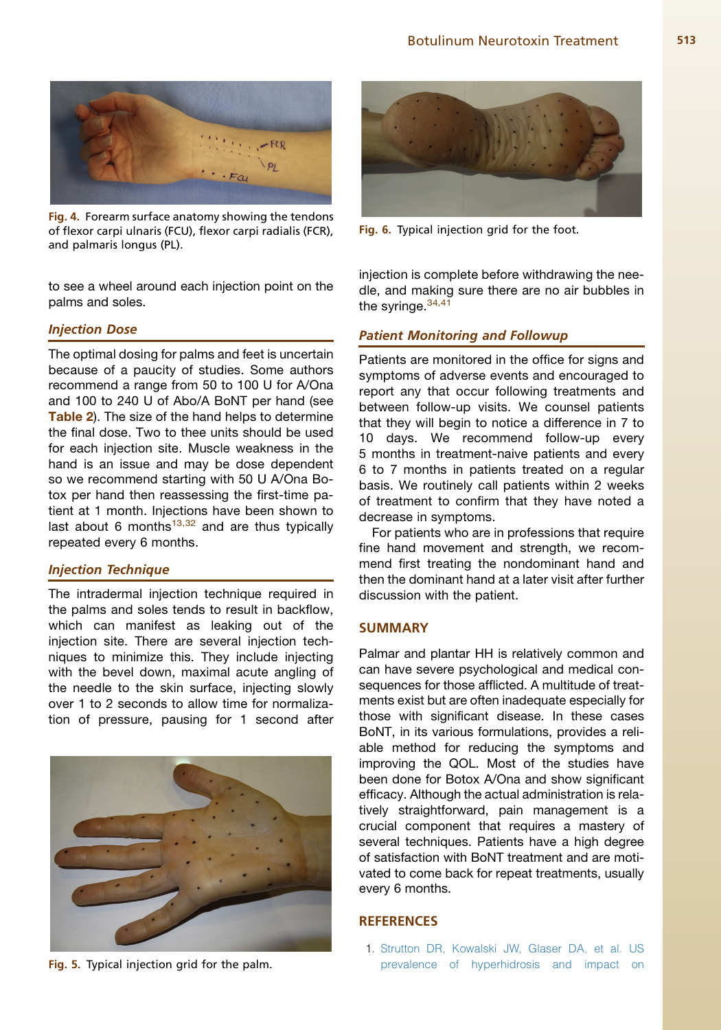Fig. 4. Forearm surface anatomy showing the tendons of flexor carpi ulnaris (FCU), flexor carpi radialis (FCR), and palmaris longus (PL).

to see a wheel around each injection point on the palms and soles.

### *Injection Dose*

The optimal dosing for palms and feet is uncertain because of a paucity of studies. Some authors recommend a range from 50 to 100 U for A/Ona and 100 to 240 U of Abo/A BoNT per hand (see **Table 2**). The size of the hand helps to determine the final dose. Two to thee units should be used for each injection site. Muscle weakness in the hand is an issue and may be dose dependent so we recommend starting with 50 U A/Ona Botox per hand then reassessing the first-time patient at 1 month. Injections have been shown to last about 6 months[13,32] and are thus typically repeated every 6 months.

### *Injection Technique*

The intradermal injection technique required in the palms and soles tends to result in backflow, which can manifest as leaking out of the injection site. There are several injection techniques to minimize this. They include injecting with the bevel down, maximal acute angling of the needle to the skin surface, injecting slowly over 1 to 2 seconds to allow time for normalization of pressure, pausing for 1 second after injection is complete before withdrawing the needle, and making sure there are no air bubbles in the syringe.[34,41]

Fig. 5. Typical injection grid for the palm.

Fig. 6. Typical injection grid for the foot.

### *Patient Monitoring and Followup*

Patients are monitored in the office for signs and symptoms of adverse events and encouraged to report any that occur following treatments and between follow-up visits. We counsel patients that they will begin to notice a difference in 7 to 10 days. We recommend follow-up every 5 months in treatment-naive patients and every 6 to 7 months in patients treated on a regular basis. We routinely call patients within 2 weeks of treatment to confirm that they have noted a decrease in symptoms.

For patients who are in professions that require fine hand movement and strength, we recommend first treating the nondominant hand and then the dominant hand at a later visit after further discussion with the patient.

## SUMMARY

Palmar and plantar HH is relatively common and can have severe psychological and medical consequences for those afflicted. A multitude of treatments exist but are often inadequate especially for those with significant disease. In these cases BoNT, in its various formulations, provides a reliable method for reducing the symptoms and improving the QOL. Most of the studies have been done for Botox A/Ona and show significant efficacy. Although the actual administration is relatively straightforward, pain management is a crucial component that requires a mastery of several techniques. Patients have a high degree of satisfaction with BoNT treatment and are motivated to come back for repeat treatments, usually every 6 months.

## REFERENCES

1. Strutton DR, Kowalski JW, Glaser DA, et al. US prevalence of hyperhidrosis and impact on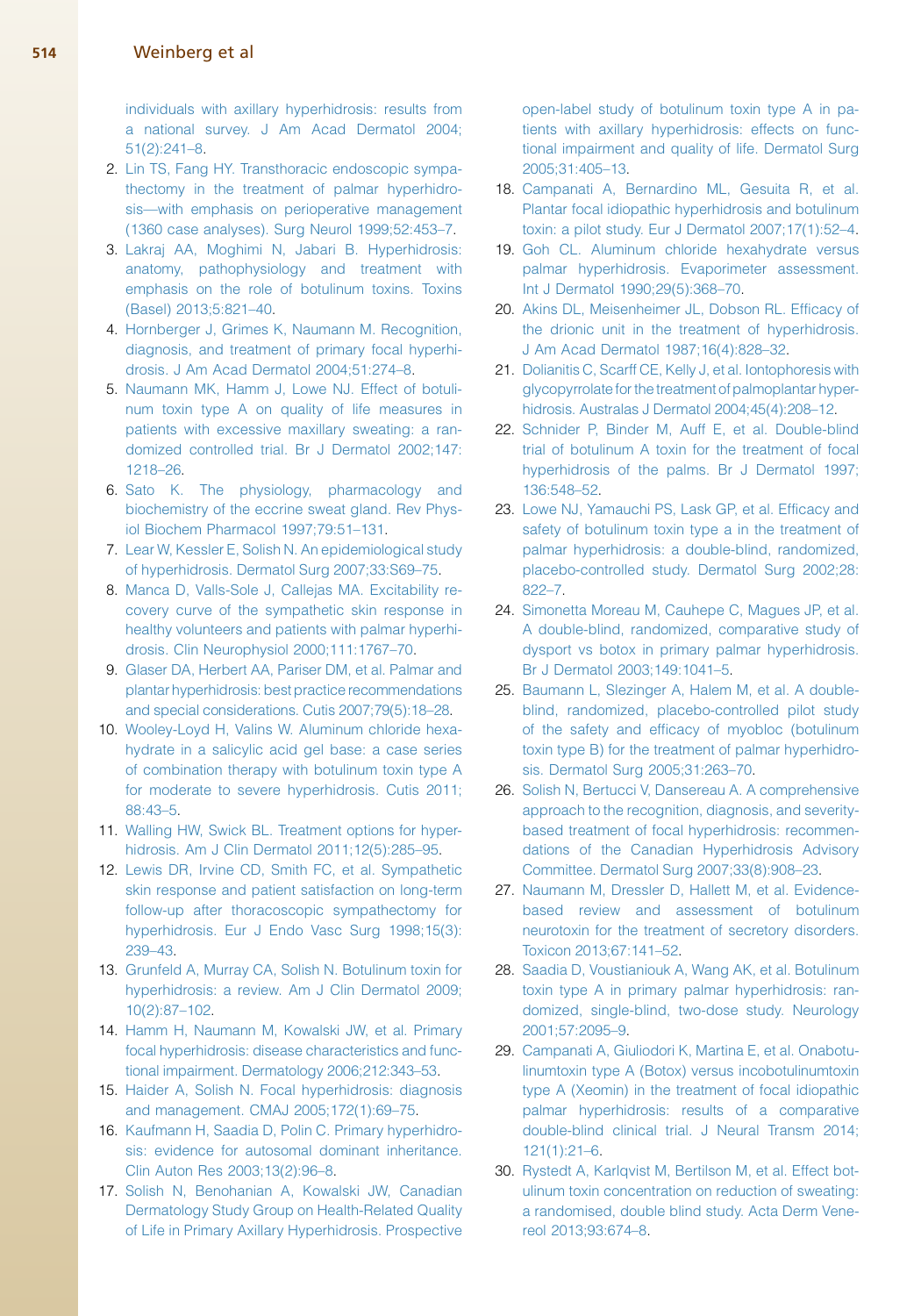individuals with axillary hyperhidrosis: results from a national survey. J Am Acad Dermatol 2004; 51(2):241–8.

2. Lin TS, Fang HY. Transthoracic endoscopic sympathectomy in the treatment of palmar hyperhidrosis—with emphasis on perioperative management (1360 case analyses). Surg Neurol 1999;52:453–7.
3. Lakraj AA, Moghimi N, Jabari B. Hyperhidrosis: anatomy, pathophysiology and treatment with emphasis on the role of botulinum toxins. Toxins (Basel) 2013;5:821–40.
4. Hornberger J, Grimes K, Naumann M. Recognition, diagnosis, and treatment of primary focal hyperhidrosis. J Am Acad Dermatol 2004;51:274–8.
5. Naumann MK, Hamm J, Lowe NJ. Effect of botulinum toxin type A on quality of life measures in patients with excessive maxillary sweating: a randomized controlled trial. Br J Dermatol 2002;147: 1218–26.
6. Sato K. The physiology, pharmacology and biochemistry of the eccrine sweat gland. Rev Physiol Biochem Pharmacol 1997;79:51–131.
7. Lear W, Kessler E, Solish N. An epidemiological study of hyperhidrosis. Dermatol Surg 2007;33:S69–75.
8. Manca D, Valls-Sole J, Callejas MA. Excitability recovery curve of the sympathetic skin response in healthy volunteers and patients with palmar hyperhidrosis. Clin Neurophysiol 2000;111:1767–70.
9. Glaser DA, Herbert AA, Pariser DM, et al. Palmar and plantar hyperhidrosis: best practice recommendations and special considerations. Cutis 2007;79(5):18–28.
10. Wooley-Loyd H, Valins W. Aluminum chloride hexahydrate in a salicylic acid gel base: a case series of combination therapy with botulinum toxin type A for moderate to severe hyperhidrosis. Cutis 2011; 88:43–5.
11. Walling HW, Swick BL. Treatment options for hyperhidrosis. Am J Clin Dermatol 2011;12(5):285–95.
12. Lewis DR, Irvine CD, Smith FC, et al. Sympathetic skin response and patient satisfaction on long-term follow-up after thoracoscopic sympathectomy for hyperhidrosis. Eur J Endo Vasc Surg 1998;15(3): 239–43.
13. Grunfeld A, Murray CA, Solish N. Botulinum toxin for hyperhidrosis: a review. Am J Clin Dermatol 2009; 10(2):87–102.
14. Hamm H, Naumann M, Kowalski JW, et al. Primary focal hyperhidrosis: disease characteristics and functional impairment. Dermatology 2006;212:343–53.
15. Haider A, Solish N. Focal hyperhidrosis: diagnosis and management. CMAJ 2005;172(1):69–75.
16. Kaufmann H, Saadia D, Polin C. Primary hyperhidrosis: evidence for autosomal dominant inheritance. Clin Auton Res 2003;13(2):96–8.
17. Solish N, Benohanian A, Kowalski JW, Canadian Dermatology Study Group on Health-Related Quality of Life in Primary Axillary Hyperhidrosis. Prospective open-label study of botulinum toxin type A in patients with axillary hyperhidrosis: effects on functional impairment and quality of life. Dermatol Surg 2005;31:405–13.
18. Campanati A, Bernardino ML, Gesuita R, et al. Plantar focal idiopathic hyperhidrosis and botulinum toxin: a pilot study. Eur J Dermatol 2007;17(1):52–4.
19. Goh CL. Aluminum chloride hexahydrate versus palmar hyperhidrosis. Evaporimeter assessment. Int J Dermatol 1990;29(5):368–70.
20. Akins DL, Meisenheimer JL, Dobson RL. Efficacy of the drionic unit in the treatment of hyperhidrosis. J Am Acad Dermatol 1987;16(4):828–32.
21. Dolianitis C, Scarff CE, Kelly J, et al. Iontophoresis with glycopyrrolate for the treatment of palmoplantar hyperhidrosis. Australas J Dermatol 2004;45(4):208–12.
22. Schnider P, Binder M, Auff E, et al. Double-blind trial of botulinum A toxin for the treatment of focal hyperhidrosis of the palms. Br J Dermatol 1997; 136:548–52.
23. Lowe NJ, Yamauchi PS, Lask GP, et al. Efficacy and safety of botulinum toxin type a in the treatment of palmar hyperhidrosis: a double-blind, randomized, placebo-controlled study. Dermatol Surg 2002;28: 822–7.
24. Simonetta Moreau M, Cauhepe C, Magues JP, et al. A double-blind, randomized, comparative study of dysport vs botox in primary palmar hyperhidrosis. Br J Dermatol 2003;149:1041–5.
25. Baumann L, Slezinger A, Halem M, et al. A double-blind, randomized, placebo-controlled pilot study of the safety and efficacy of myobloc (botulinum toxin type B) for the treatment of palmar hyperhidrosis. Dermatol Surg 2005;31:263–70.
26. Solish N, Bertucci V, Dansereau A. A comprehensive approach to the recognition, diagnosis, and severity-based treatment of focal hyperhidrosis: recommendations of the Canadian Hyperhidrosis Advisory Committee. Dermatol Surg 2007;33(8):908–23.
27. Naumann M, Dressler D, Hallett M, et al. Evidence-based review and assessment of botulinum neurotoxin for the treatment of secretory disorders. Toxicon 2013;67:141–52.
28. Saadia D, Voustianiouk A, Wang AK, et al. Botulinum toxin type A in primary palmar hyperhidrosis: randomized, single-blind, two-dose study. Neurology 2001;57:2095–9.
29. Campanati A, Giuliodori K, Martina E, et al. Onabotulinumtoxin type A (Botox) versus incobotulinumtoxin type A (Xeomin) in the treatment of focal idiopathic palmar hyperhidrosis: results of a comparative double-blind clinical trial. J Neural Transm 2014; 121(1):21–6.
30. Rystedt A, Karlqvist M, Bertilson M, et al. Effect botulinum toxin concentration on reduction of sweating: a randomised, double blind study. Acta Derm Venereol 2013;93:674–8.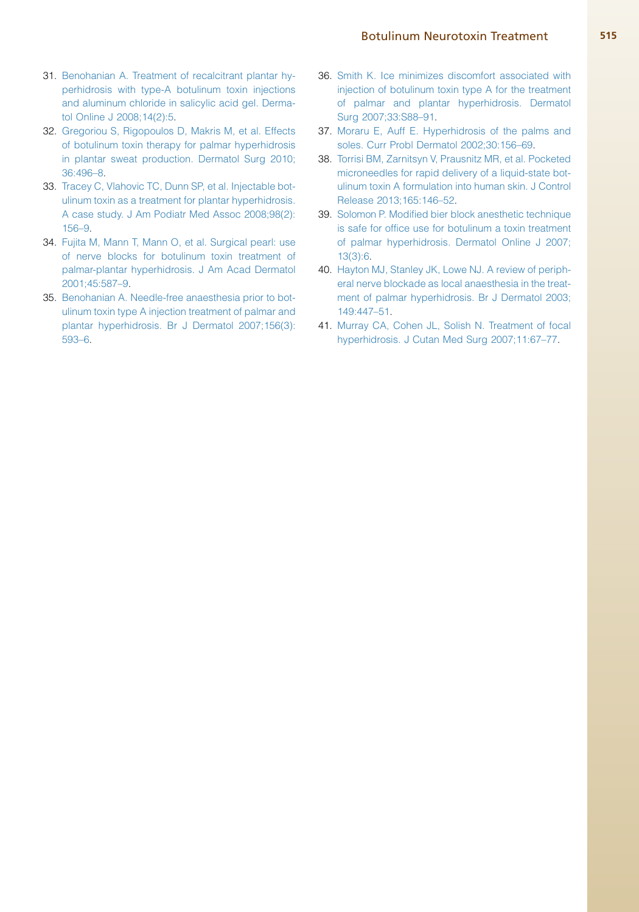31. Benohanian A. Treatment of recalcitrant plantar hyperhidrosis with type-A botulinum toxin injections and aluminum chloride in salicylic acid gel. Dermatol Online J 2008;14(2):5.
32. Gregoriou S, Rigopoulos D, Makris M, et al. Effects of botulinum toxin therapy for palmar hyperhidrosis in plantar sweat production. Dermatol Surg 2010; 36:496–8.
33. Tracey C, Vlahovic TC, Dunn SP, et al. Injectable botulinum toxin as a treatment for plantar hyperhidrosis. A case study. J Am Podiatr Med Assoc 2008;98(2): 156–9.
34. Fujita M, Mann T, Mann O, et al. Surgical pearl: use of nerve blocks for botulinum toxin treatment of palmar-plantar hyperhidrosis. J Am Acad Dermatol 2001;45:587–9.
35. Benohanian A. Needle-free anaesthesia prior to botulinum toxin type A injection treatment of palmar and plantar hyperhidrosis. Br J Dermatol 2007;156(3): 593–6.
36. Smith K. Ice minimizes discomfort associated with injection of botulinum toxin type A for the treatment of palmar and plantar hyperhidrosis. Dermatol Surg 2007;33:S88–91.
37. Moraru E, Auff E. Hyperhidrosis of the palms and soles. Curr Probl Dermatol 2002;30:156–69.
38. Torrisi BM, Zarnitsyn V, Prausnitz MR, et al. Pocketed microneedles for rapid delivery of a liquid-state botulinum toxin A formulation into human skin. J Control Release 2013;165:146–52.
39. Solomon P. Modified bier block anesthetic technique is safe for office use for botulinum a toxin treatment of palmar hyperhidrosis. Dermatol Online J 2007; 13(3):6.
40. Hayton MJ, Stanley JK, Lowe NJ. A review of peripheral nerve blockade as local anaesthesia in the treatment of palmar hyperhidrosis. Br J Dermatol 2003; 149:447–51.
41. Murray CA, Cohen JL, Solish N. Treatment of focal hyperhidrosis. J Cutan Med Surg 2007;11:67–77.